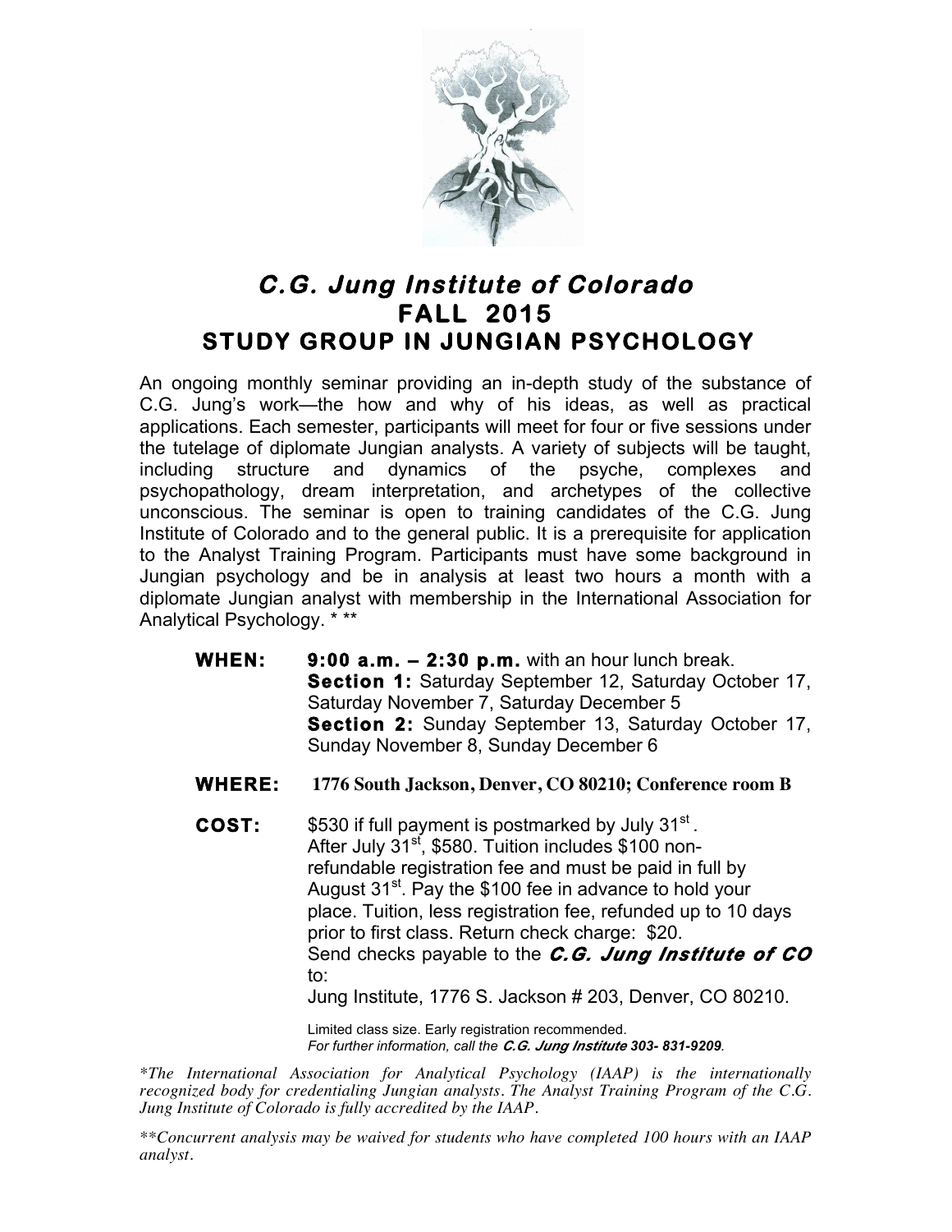# *C.G. Jung Institute of Colorado*

## FALL 2015

## STUDY GROUP IN JUNGIAN PSYCHOLOGY

An ongoing monthly seminar providing an in-depth study of the substance of C.G. Jung's work—the how and why of his ideas, as well as practical applications. Each semester, participants will meet for four or five sessions under the tutelage of diplomate Jungian analysts. A variety of subjects will be taught, including structure and dynamics of the psyche, complexes and psychopathology, dream interpretation, and archetypes of the collective unconscious. The seminar is open to training candidates of the C.G. Jung Institute of Colorado and to the general public. It is a prerequisite for application to the Analyst Training Program. Participants must have some background in Jungian psychology and be in analysis at least two hours a month with a diplomate Jungian analyst with membership in the International Association for Analytical Psychology. * **

**WHEN:** **9:00 a.m. – 2:30 p.m.** with an hour lunch break.
**Section 1:** Saturday September 12, Saturday October 17, Saturday November 7, Saturday December 5
**Section 2:** Sunday September 13, Saturday October 17, Sunday November 8, Sunday December 6

**WHERE:** **1776 South Jackson, Denver, CO 80210; Conference room B**

**COST:** $530 if full payment is postmarked by July 31st.
After July 31st, $580. Tuition includes $100 non-refundable registration fee and must be paid in full by August 31st. Pay the $100 fee in advance to hold your place. Tuition, less registration fee, refunded up to 10 days prior to first class. Return check charge: $20.
Send checks payable to the ***C.G. Jung Institute of CO*** to:
Jung Institute, 1776 S. Jackson # 203, Denver, CO 80210.

Limited class size. Early registration recommended.
*For further information, call the **C.G. Jung Institute 303- 831-9209**.*

*\*The International Association for Analytical Psychology (IAAP) is the internationally recognized body for credentialing Jungian analysts. The Analyst Training Program of the C.G. Jung Institute of Colorado is fully accredited by the IAAP.*

*\*\*Concurrent analysis may be waived for students who have completed 100 hours with an IAAP analyst.*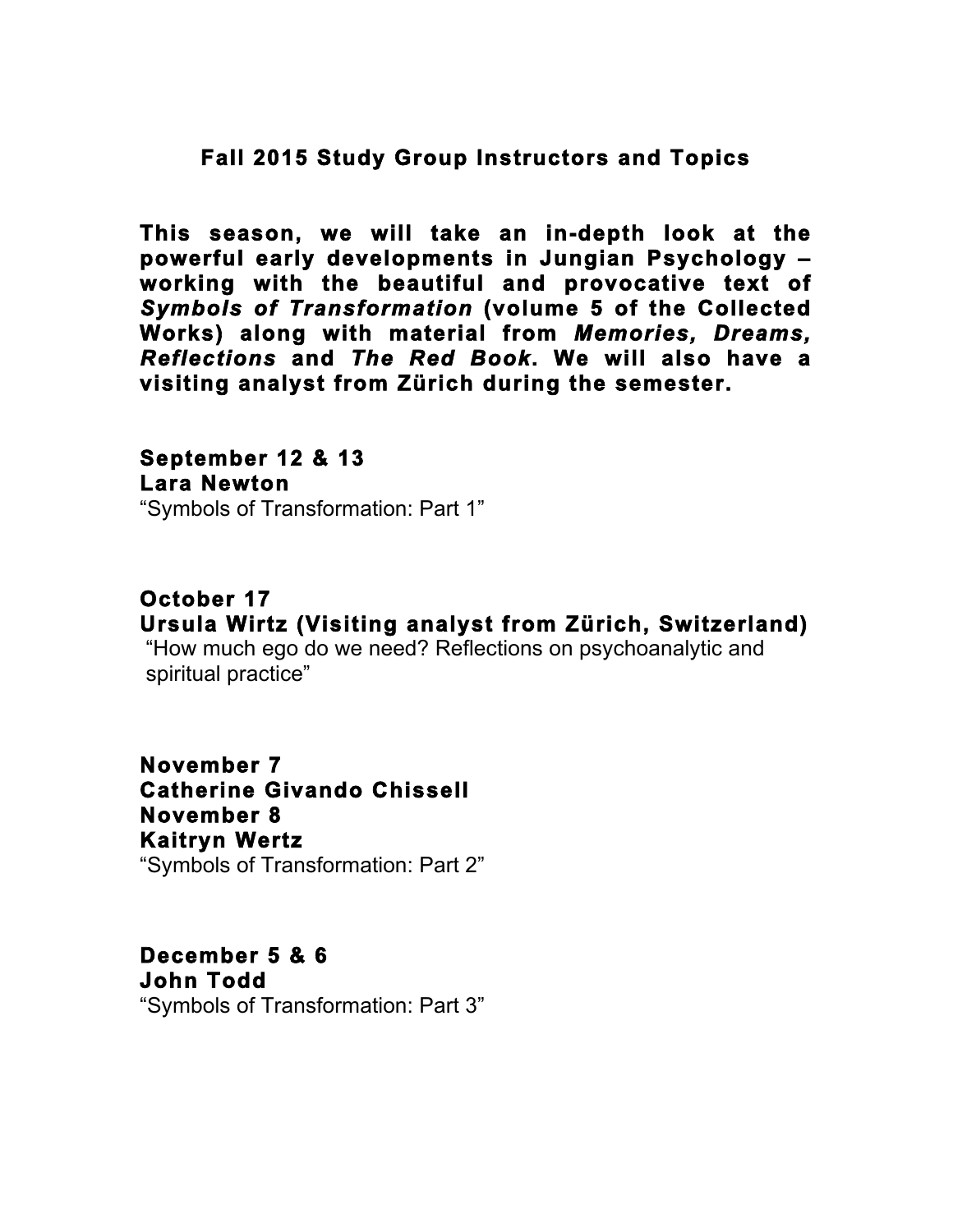## Fall 2015 Study Group Instructors and Topics

**This season, we will take an in-depth look at the powerful early developments in Jungian Psychology – working with the beautiful and provocative text of *Symbols of Transformation* (volume 5 of the Collected Works) along with material from *Memories, Dreams, Reflections* and *The Red Book*. We will also have a visiting analyst from Zürich during the semester.**

**September 12 & 13**
**Lara Newton**
"Symbols of Transformation: Part 1"

**October 17**
**Ursula Wirtz (Visiting analyst from Zürich, Switzerland)**
"How much ego do we need? Reflections on psychoanalytic and spiritual practice"

**November 7**
**Catherine Givando Chissell**
**November 8**
**Kaitryn Wertz**
"Symbols of Transformation: Part 2"

**December 5 & 6**
**John Todd**
"Symbols of Transformation: Part 3"